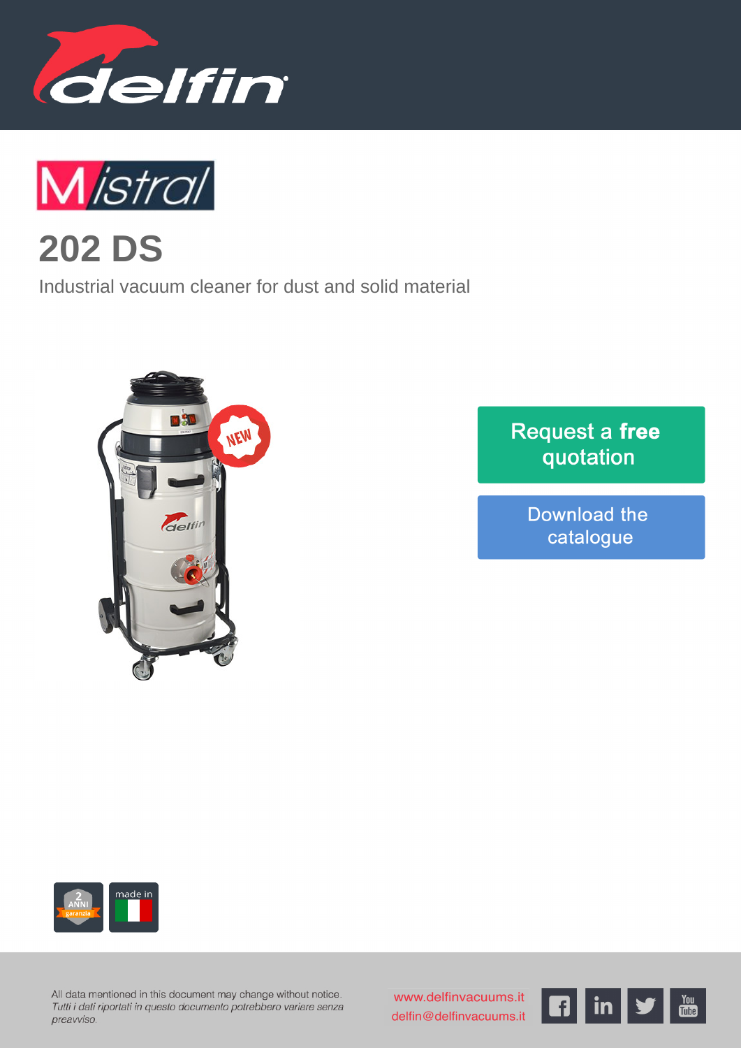# Mistral

## 202 DS

Industrial vacuum cleaner for dust and solid material

NEW

Request a **free** quotation

Download the catalogue

All data mentioned in this document may change without notice.
*Tutti i dati riportati in questo documento potrebbero variare senza preavviso.*

www.delfinvacuums.it
delfin@delfinvacuums.it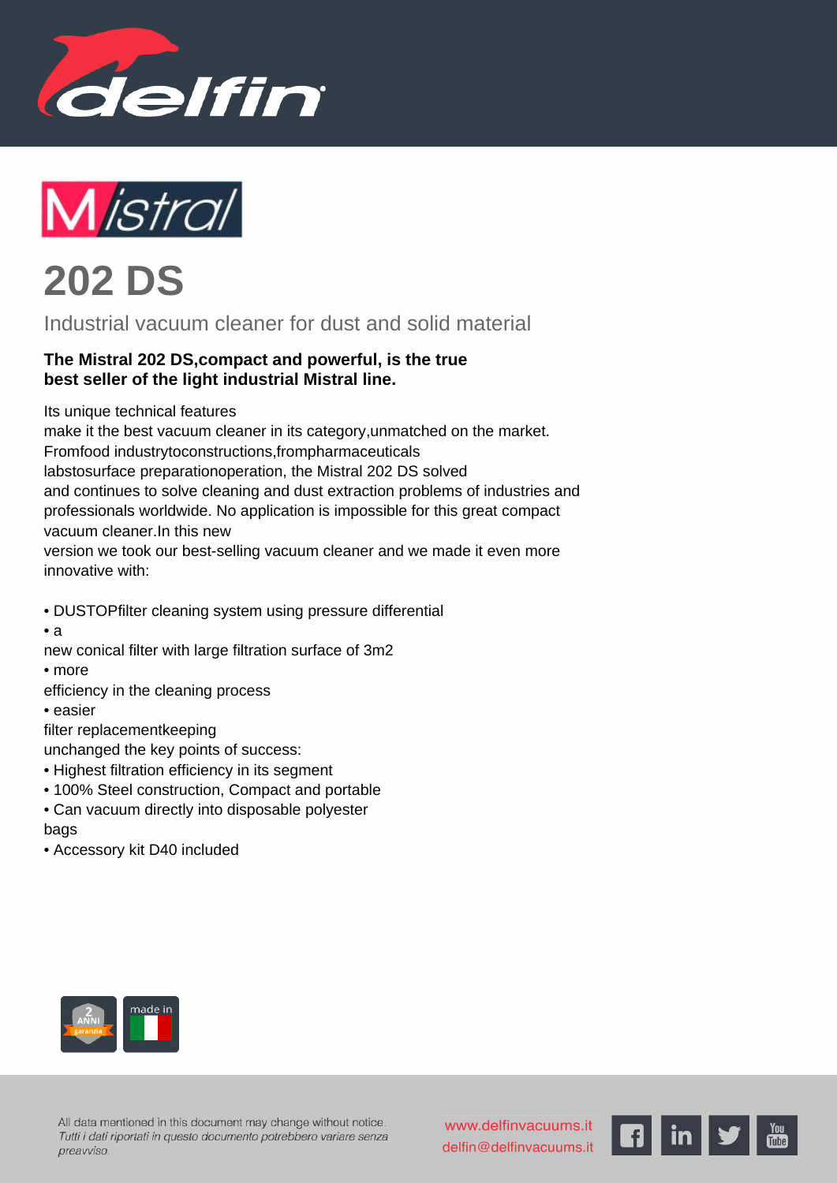# 202 DS

Industrial vacuum cleaner for dust and solid material

**The Mistral 202 DS,compact and powerful, is the true best seller of the light industrial Mistral line.**

Its unique technical features
make it the best vacuum cleaner in its category,unmatched on the market.
Fromfood industrytoconstructions,frompharmaceuticals
labstosurface preparationoperation, the Mistral 202 DS solved
and continues to solve cleaning and dust extraction problems of industries and professionals worldwide. No application is impossible for this great compact vacuum cleaner.In this new
version we took our best-selling vacuum cleaner and we made it even more innovative with:

- DUSTOPfilter cleaning system using pressure differential
- a
new conical filter with large filtration surface of 3m2
- more
efficiency in the cleaning process
- easier
filter replacementkeeping
unchanged the key points of success:
- Highest filtration efficiency in its segment
- 100% Steel construction, Compact and portable
- Can vacuum directly into disposable polyester
bags
- Accessory kit D40 included

All data mentioned in this document may change without notice.
*Tutti i dati riportati in questo documento potrebbero variare senza preavviso.*

www.delfinvacuums.it
delfin@delfinvacuums.it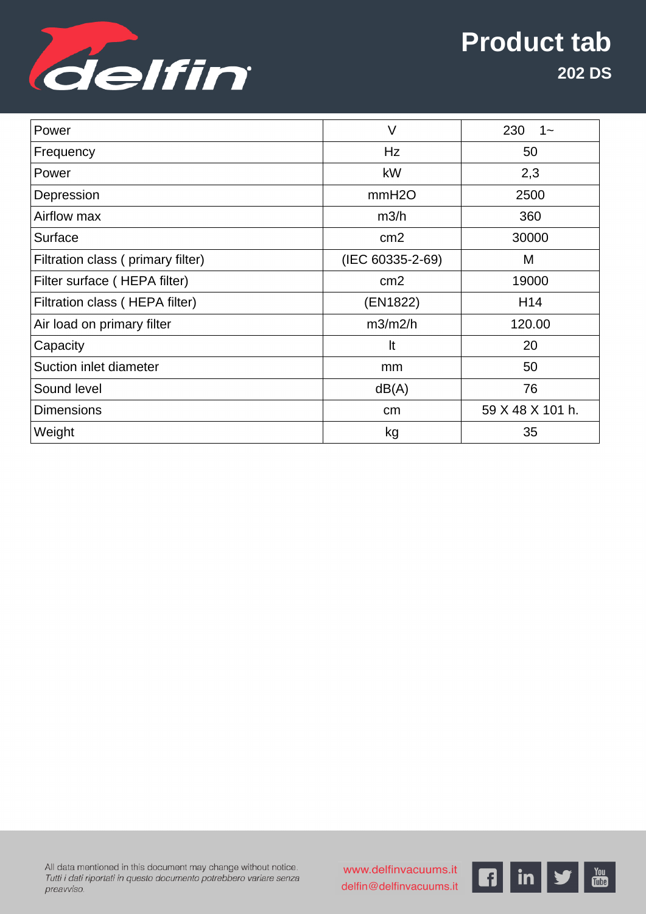# Product tab

## 202 DS

| | | |
|---|---|---|
| Power | V | 230 1~ |
| Frequency | Hz | 50 |
| Power | kW | 2,3 |
| Depression | mmH2O | 2500 |
| Airflow max | m3/h | 360 |
| Surface | cm2 | 30000 |
| Filtration class ( primary filter) | (IEC 60335-2-69) | M |
| Filter surface ( HEPA filter) | cm2 | 19000 |
| Filtration class ( HEPA filter) | (EN1822) | H14 |
| Air load on primary filter | m3/m2/h | 120.00 |
| Capacity | lt | 20 |
| Suction inlet diameter | mm | 50 |
| Sound level | dB(A) | 76 |
| Dimensions | cm | 59 X 48 X 101 h. |
| Weight | kg | 35 |

All data mentioned in this document may change without notice.
*Tutti i dati riportati in questo documento potrebbero variare senza preavviso.*

www.delfinvacuums.it
delfin@delfinvacuums.it